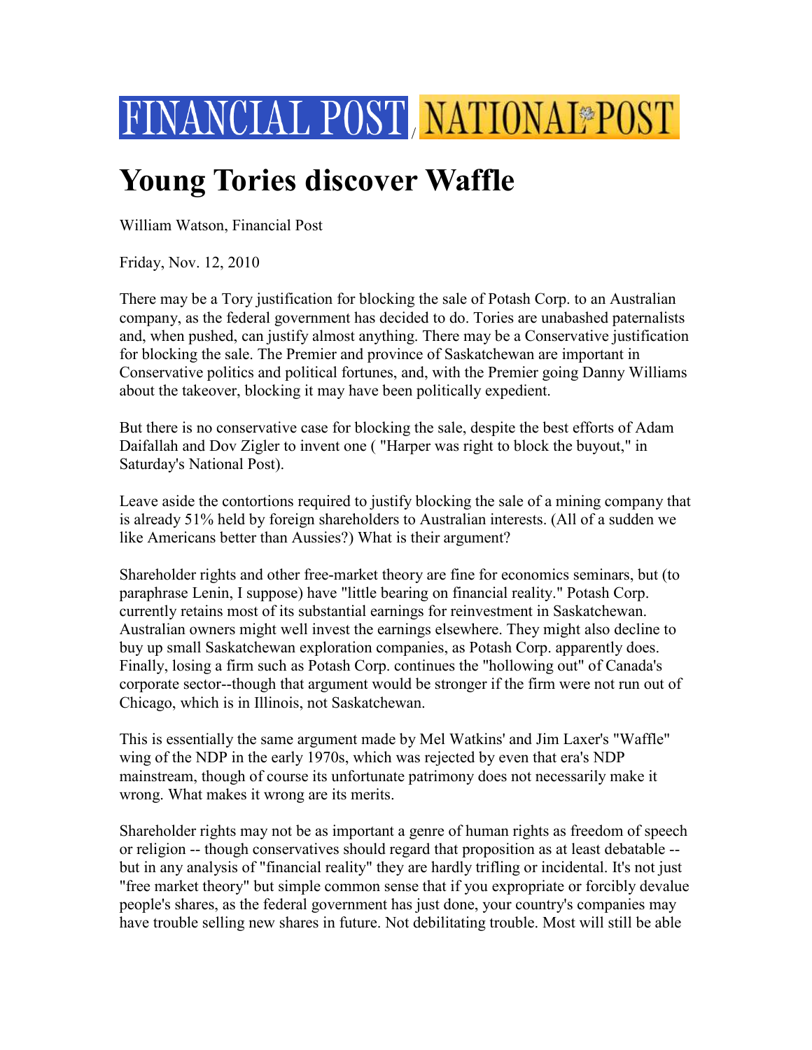FINANCIAL POST / NATIONAL POST

# Young Tories discover Waffle

William Watson, Financial Post

Friday, Nov. 12, 2010

There may be a Tory justification for blocking the sale of Potash Corp. to an Australian company, as the federal government has decided to do. Tories are unabashed paternalists and, when pushed, can justify almost anything. There may be a Conservative justification for blocking the sale. The Premier and province of Saskatchewan are important in Conservative politics and political fortunes, and, with the Premier going Danny Williams about the takeover, blocking it may have been politically expedient.

But there is no conservative case for blocking the sale, despite the best efforts of Adam Daifallah and Dov Zigler to invent one ( "Harper was right to block the buyout," in Saturday's National Post).

Leave aside the contortions required to justify blocking the sale of a mining company that is already 51% held by foreign shareholders to Australian interests. (All of a sudden we like Americans better than Aussies?) What is their argument?

Shareholder rights and other free-market theory are fine for economics seminars, but (to paraphrase Lenin, I suppose) have "little bearing on financial reality." Potash Corp. currently retains most of its substantial earnings for reinvestment in Saskatchewan. Australian owners might well invest the earnings elsewhere. They might also decline to buy up small Saskatchewan exploration companies, as Potash Corp. apparently does. Finally, losing a firm such as Potash Corp. continues the "hollowing out" of Canada's corporate sector--though that argument would be stronger if the firm were not run out of Chicago, which is in Illinois, not Saskatchewan.

This is essentially the same argument made by Mel Watkins' and Jim Laxer's "Waffle" wing of the NDP in the early 1970s, which was rejected by even that era's NDP mainstream, though of course its unfortunate patrimony does not necessarily make it wrong. What makes it wrong are its merits.

Shareholder rights may not be as important a genre of human rights as freedom of speech or religion -- though conservatives should regard that proposition as at least debatable -- but in any analysis of "financial reality" they are hardly trifling or incidental. It's not just "free market theory" but simple common sense that if you expropriate or forcibly devalue people's shares, as the federal government has just done, your country's companies may have trouble selling new shares in future. Not debilitating trouble. Most will still be able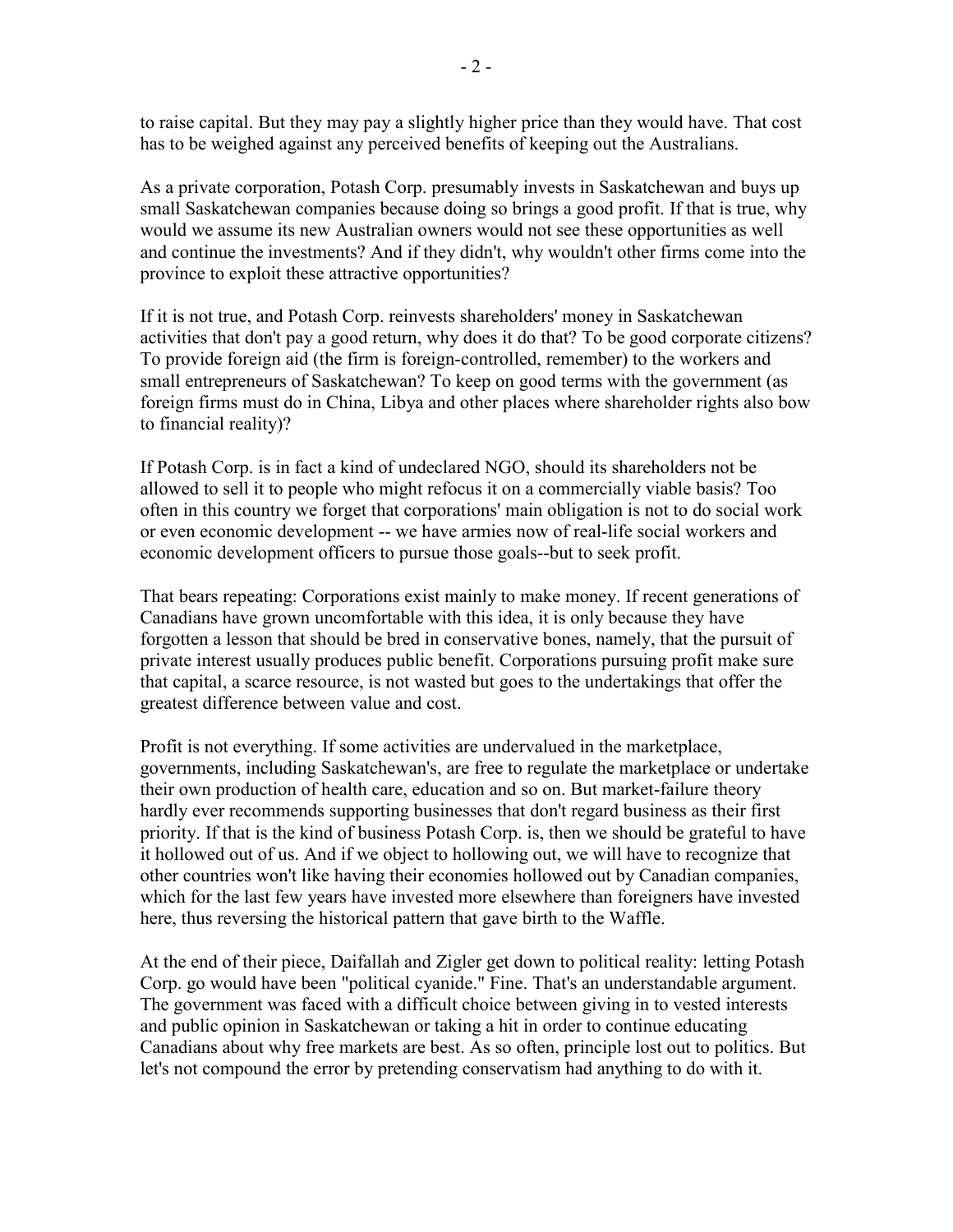to raise capital. But they may pay a slightly higher price than they would have. That cost has to be weighed against any perceived benefits of keeping out the Australians.

As a private corporation, Potash Corp. presumably invests in Saskatchewan and buys up small Saskatchewan companies because doing so brings a good profit. If that is true, why would we assume its new Australian owners would not see these opportunities as well and continue the investments? And if they didn't, why wouldn't other firms come into the province to exploit these attractive opportunities?

If it is not true, and Potash Corp. reinvests shareholders' money in Saskatchewan activities that don't pay a good return, why does it do that? To be good corporate citizens? To provide foreign aid (the firm is foreign-controlled, remember) to the workers and small entrepreneurs of Saskatchewan? To keep on good terms with the government (as foreign firms must do in China, Libya and other places where shareholder rights also bow to financial reality)?

If Potash Corp. is in fact a kind of undeclared NGO, should its shareholders not be allowed to sell it to people who might refocus it on a commercially viable basis? Too often in this country we forget that corporations' main obligation is not to do social work or even economic development -- we have armies now of real-life social workers and economic development officers to pursue those goals--but to seek profit.

That bears repeating: Corporations exist mainly to make money. If recent generations of Canadians have grown uncomfortable with this idea, it is only because they have forgotten a lesson that should be bred in conservative bones, namely, that the pursuit of private interest usually produces public benefit. Corporations pursuing profit make sure that capital, a scarce resource, is not wasted but goes to the undertakings that offer the greatest difference between value and cost.

Profit is not everything. If some activities are undervalued in the marketplace, governments, including Saskatchewan's, are free to regulate the marketplace or undertake their own production of health care, education and so on. But market-failure theory hardly ever recommends supporting businesses that don't regard business as their first priority. If that is the kind of business Potash Corp. is, then we should be grateful to have it hollowed out of us. And if we object to hollowing out, we will have to recognize that other countries won't like having their economies hollowed out by Canadian companies, which for the last few years have invested more elsewhere than foreigners have invested here, thus reversing the historical pattern that gave birth to the Waffle.

At the end of their piece, Daifallah and Zigler get down to political reality: letting Potash Corp. go would have been "political cyanide." Fine. That's an understandable argument. The government was faced with a difficult choice between giving in to vested interests and public opinion in Saskatchewan or taking a hit in order to continue educating Canadians about why free markets are best. As so often, principle lost out to politics. But let's not compound the error by pretending conservatism had anything to do with it.